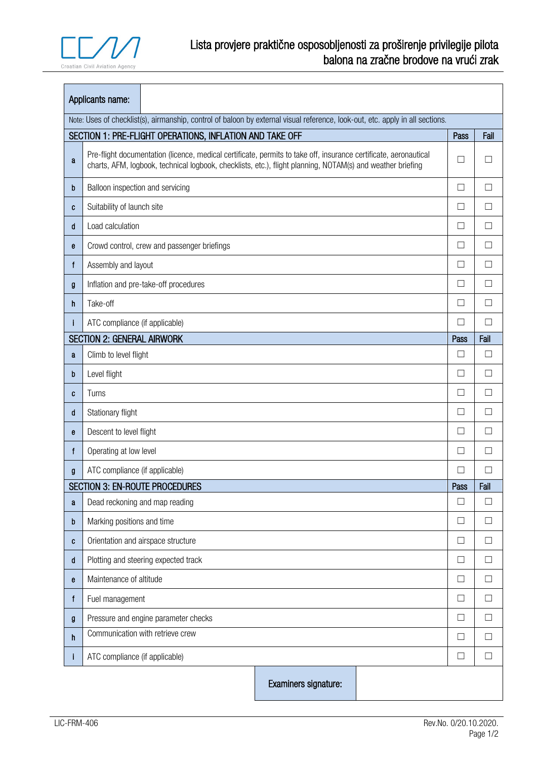# Lista provjere praktične osposobljenosti za proširenje privilegije pilota balona na zračne brodove na vrući zrak

| Applicants name: | | | |
|---|---|---|---|
| Note: Uses of checklist(s), airmanship, control of baloon by external visual reference, look-out, etc. apply in all sections. | | | |
| **SECTION 1: PRE-FLIGHT OPERATIONS, INFLATION AND TAKE OFF** | | **Pass** | **Fail** |
| a | Pre-flight documentation (licence, medical certificate, permits to take off, insurance certificate, aeronautical charts, AFM, logbook, technical logbook, checklists, etc.), flight planning, NOTAM(s) and weather briefing | ☐ | ☐ |
| b | Balloon inspection and servicing | ☐ | ☐ |
| c | Suitability of launch site | ☐ | ☐ |
| d | Load calculation | ☐ | ☐ |
| e | Crowd control, crew and passenger briefings | ☐ | ☐ |
| f | Assembly and layout | ☐ | ☐ |
| g | Inflation and pre-take-off procedures | ☐ | ☐ |
| h | Take-off | ☐ | ☐ |
| i | ATC compliance (if applicable) | ☐ | ☐ |
| **SECTION 2: GENERAL AIRWORK** | | **Pass** | **Fail** |
| a | Climb to level flight | ☐ | ☐ |
| b | Level flight | ☐ | ☐ |
| c | Turns | ☐ | ☐ |
| d | Stationary flight | ☐ | ☐ |
| e | Descent to level flight | ☐ | ☐ |
| f | Operating at low level | ☐ | ☐ |
| g | ATC compliance (if applicable) | ☐ | ☐ |
| **SECTION 3: EN-ROUTE PROCEDURES** | | **Pass** | **Fail** |
| a | Dead reckoning and map reading | ☐ | ☐ |
| b | Marking positions and time | ☐ | ☐ |
| c | Orientation and airspace structure | ☐ | ☐ |
| d | Plotting and steering expected track | ☐ | ☐ |
| e | Maintenance of altitude | ☐ | ☐ |
| f | Fuel management | ☐ | ☐ |
| g | Pressure and engine parameter checks | ☐ | ☐ |
| h | Communication with retrieve crew | ☐ | ☐ |
| i | ATC compliance (if applicable) | ☐ | ☐ |

| Examiners signature: | |
|---|---|

LIC-FRM-406 Rev.No. 0/20.10.2020.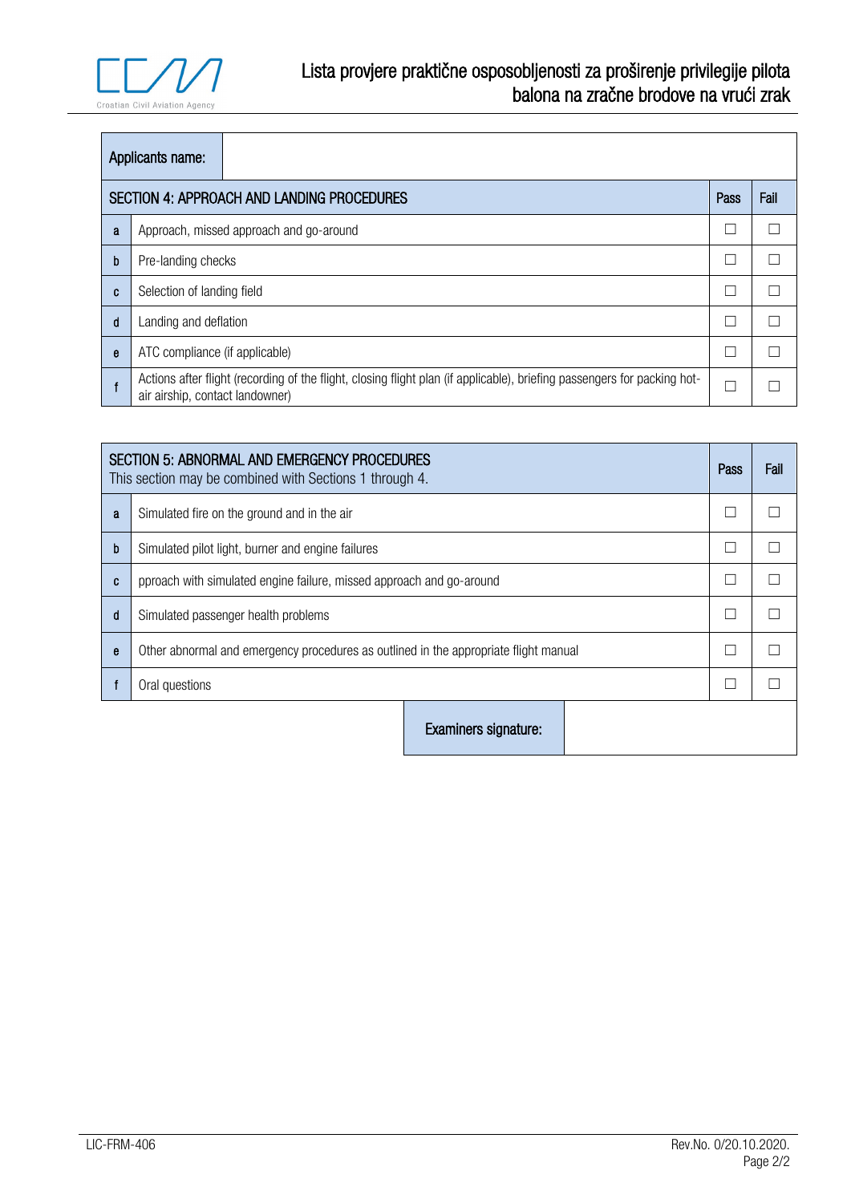| Applicants name: | | | |
|---|---|---|---|
| **SECTION 4: APPROACH AND LANDING PROCEDURES** | | **Pass** | **Fail** |
| a | Approach, missed approach and go-around | ☐ | ☐ |
| b | Pre-landing checks | ☐ | ☐ |
| c | Selection of landing field | ☐ | ☐ |
| d | Landing and deflation | ☐ | ☐ |
| e | ATC compliance (if applicable) | ☐ | ☐ |
| f | Actions after flight (recording of the flight, closing flight plan (if applicable), briefing passengers for packing hot-air airship, contact landowner) | ☐ | ☐ |

| **SECTION 5: ABNORMAL AND EMERGENCY PROCEDURES** This section may be combined with Sections 1 through 4. | | **Pass** | **Fail** |
|---|---|---|---|
| a | Simulated fire on the ground and in the air | ☐ | ☐ |
| b | Simulated pilot light, burner and engine failures | ☐ | ☐ |
| c | pproach with simulated engine failure, missed approach and go-around | ☐ | ☐ |
| d | Simulated passenger health problems | ☐ | ☐ |
| e | Other abnormal and emergency procedures as outlined in the appropriate flight manual | ☐ | ☐ |
| f | Oral questions | ☐ | ☐ |

| Examiners signature: | |
|---|---|